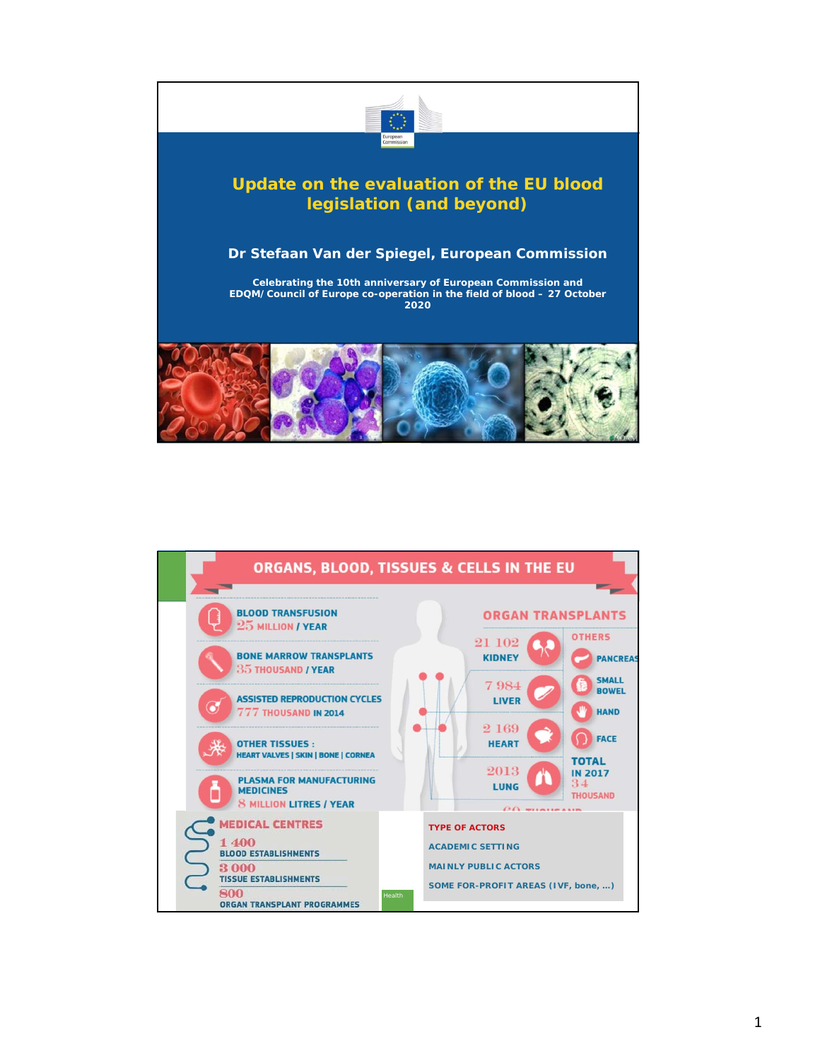# Update on the evaluation of the EU blood legislation (and beyond)

**Dr Stefaan Van der Spiegel, European Commission**

**Celebrating the 10th anniversary of European Commission and EDQM/Council of Europe co-operation in the field of blood – 27 October 2020**

---

## ORGANS, BLOOD, TISSUES & CELLS IN THE EU

**BLOOD TRANSFUSION**
25 MILLION / YEAR

**BONE MARROW TRANSPLANTS**
35 THOUSAND / YEAR

**ASSISTED REPRODUCTION CYCLES**
777 THOUSAND IN 2014

**OTHER TISSUES :**
HEART VALVES | SKIN | BONE | CORNEA

**PLASMA FOR MANUFACTURING MEDICINES**
8 MILLION LITRES / YEAR

### ORGAN TRANSPLANTS

- 21 102 KIDNEY
- 7 984 LIVER
- 2 169 HEART
- 2013 LUNG

OTHERS
- PANCREAS
- SMALL BOWEL
- HAND
- FACE

TOTAL IN 2017
34 THOUSAND

### MEDICAL CENTRES

- 1 400 BLOOD ESTABLISHMENTS
- 3 000 TISSUE ESTABLISHMENTS
- 800 ORGAN TRANSPLANT PROGRAMMES

### TYPE OF ACTORS

- ACADEMIC SETTING
- MAINLY PUBLIC ACTORS
- SOME FOR-PROFIT AREAS (IVF, bone, …)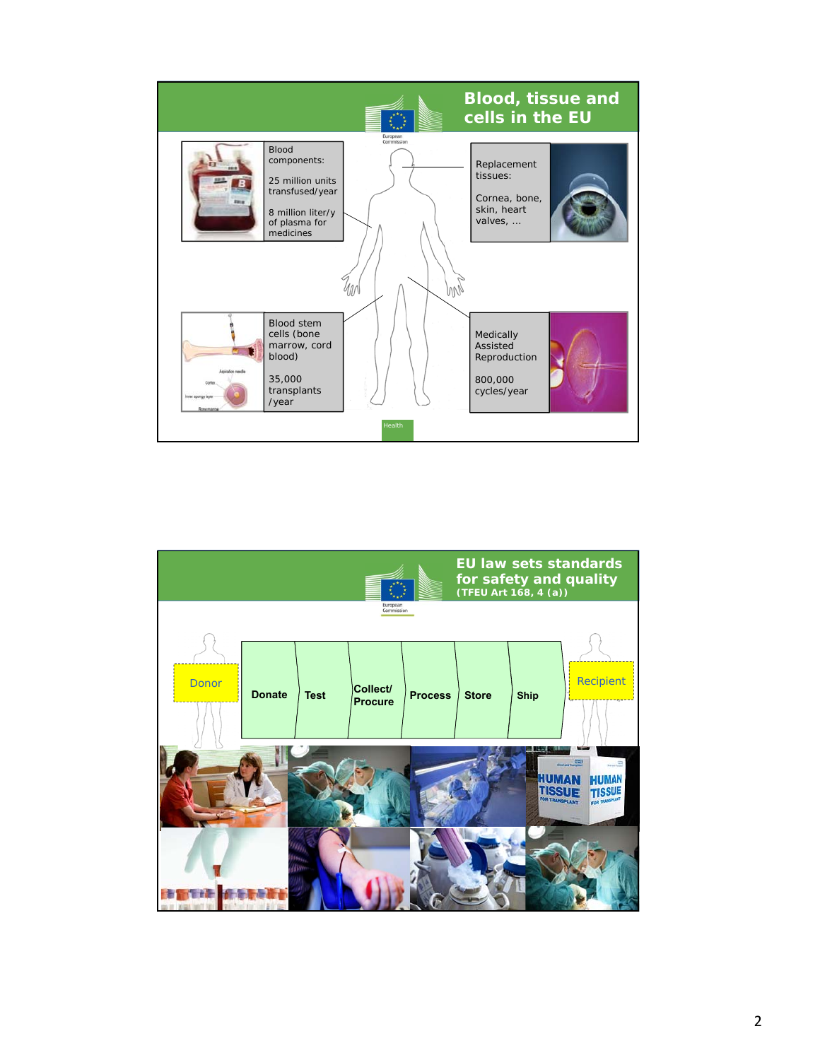## Blood, tissue and cells in the EU

Blood components:

25 million units transfused/year

8 million liter/y of plasma for medicines

Replacement tissues:

Cornea, bone, skin, heart valves, ...

Blood stem cells (bone marrow, cord blood)

35,000 transplants /year

Medically Assisted Reproduction

800,000 cycles/year

## EU law sets standards for safety and quality

**(TFEU Art 168, 4 (a))**

Donor → **Donate** → **Test** → **Collect/ Procure** → **Process** → **Store** → **Ship** → Recipient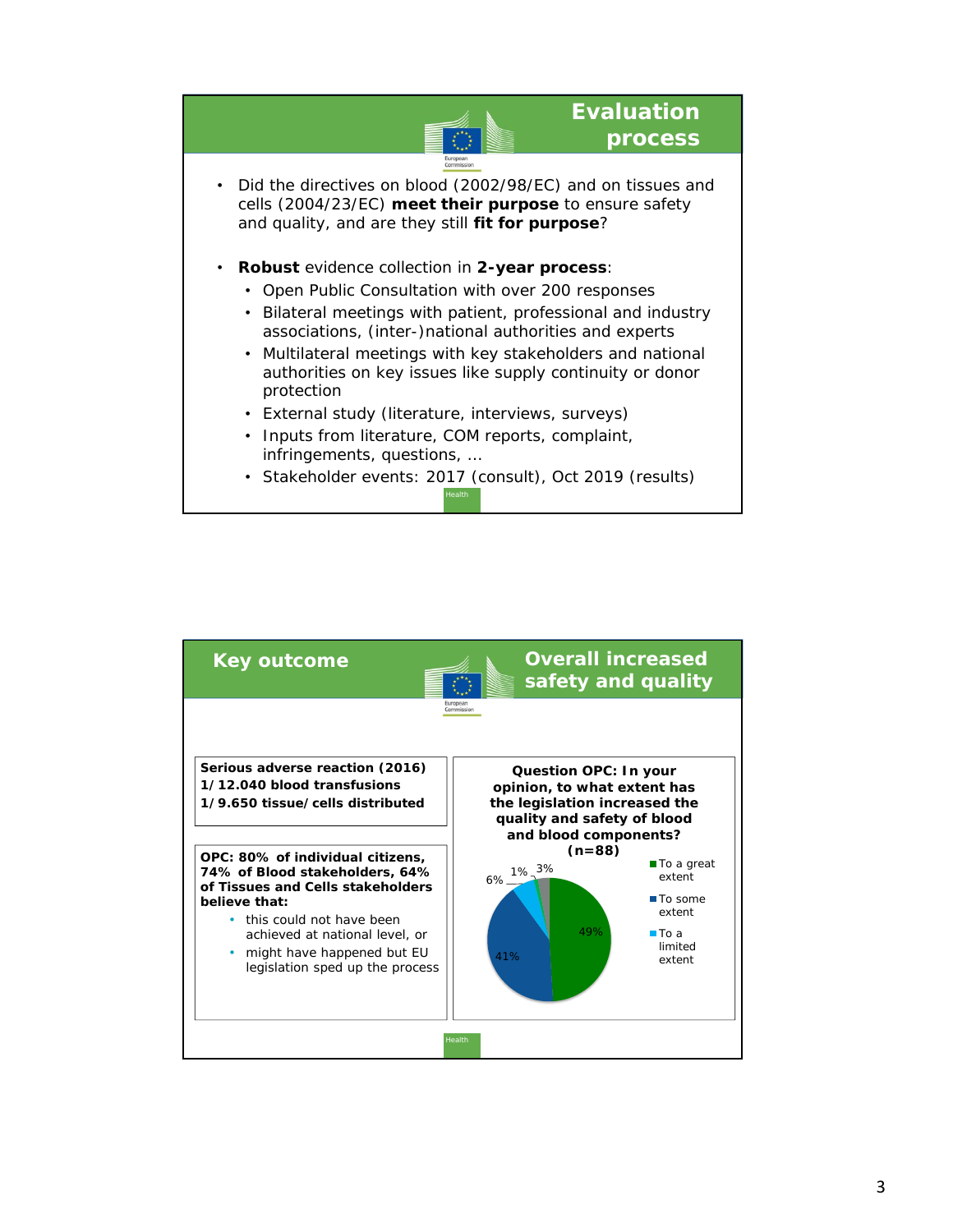## Evaluation process

- Did the directives on blood (2002/98/EC) and on tissues and cells (2004/23/EC) **meet their purpose** to ensure safety and quality, and are they still **fit for purpose**?
- **Robust** evidence collection in **2-year process**:
  - Open Public Consultation with over 200 responses
  - Bilateral meetings with patient, professional and industry associations, (inter-)national authorities and experts
  - Multilateral meetings with key stakeholders and national authorities on key issues like supply continuity or donor protection
  - External study (literature, interviews, surveys)
  - Inputs from literature, COM reports, complaint, infringements, questions, …
  - Stakeholder events: 2017 (consult), Oct 2019 (results)

## Key outcome — Overall increased safety and quality

**Serious adverse reaction (2016)**
**1/12.040 blood transfusions**
**1/9.650 tissue/cells distributed**

**OPC: 80% of individual citizens, 74% of Blood stakeholders, 64% of Tissues and Cells stakeholders believe that:**

- this could not have been achieved at national level, or
- might have happened but EU legislation sped up the process

**Question OPC: In your opinion, to what extent has the legislation increased the quality and safety of blood and blood components? (n=88)**

| Response | Share |
|---|---|
| To a great extent | 49% |
| To some extent | 41% |
| To a limited extent | 6% |
| (unlabelled) | 1% |
| (unlabelled) | 3% |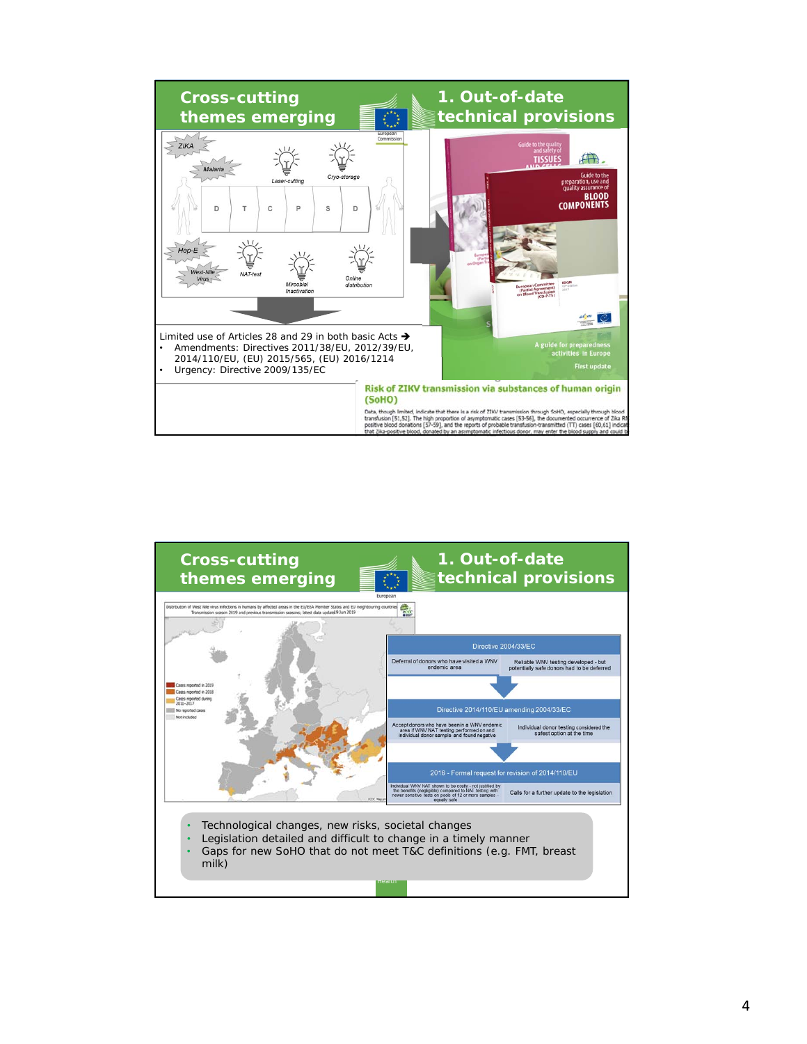## Cross-cutting themes emerging — 1. Out-of-date technical provisions

ZIKA · Malaria · Hep-E · West-Nile Virus

Laser-cutting · Cryo-storage · NAT-test · Microbial Inactivation · Online distribution

D · T · C · P · S · D

Limited use of Articles 28 and 29 in both basic Acts →

- Amendments: Directives 2011/38/EU, 2012/39/EU, 2014/110/EU, (EU) 2015/565, (EU) 2016/1214
- Urgency: Directive 2009/135/EC

Guide to the quality and safety of TISSUES AND CELLS

Guide to the preparation, use and quality assurance of BLOOD COMPONENTS

A guide for preparedness activities in Europe — First update

**Risk of ZIKV transmission via substances of human origin (SoHO)**

Data, though limited, indicate that there is a risk of ZIKV transmission through SoHO, especially through blood transfusion [51,52]. The high proportion of asymptomatic cases [53-56], the documented occurrence of Zika RNA positive blood donations [57-59], and the reports of probable transfusion-transmitted (TT) cases [60,61] indicate that Zika-positive blood, donated by an asymptomatic infectious donor, may enter the blood supply and could b

---

## Cross-cutting themes emerging — 1. Out-of-date technical provisions

Distribution of West Nile virus infections in humans by affected areas in the EU/EEA Member States and EU neighbouring countries, Transmission season 2019 and previous transmission seasons; latest data update 19 Jun 2019

Cases reported in 2019 · Cases reported in 2018 · Cases reported during 2011–2017 · No reported cases · Not included

| Directive 2004/33/EC | |
|---|---|
| Deferral of donors who have visited a WNV endemic area | Reliable WNV testing developed - but potentially safe donors had to be deferred |

| Directive 2014/110/EU amending 2004/33/EC | |
|---|---|
| Accept donors who have been in a WNV endemic area if WNV NAT testing performed on and individual donor sample and found negative | Individual donor testing considered the safest option at the time |

| 2016 - Formal request for revision of 2014/110/EU | |
|---|---|
| Individual WNV NAT shown to be costly - not justified by the benefits (negligible) compared to NAT testing with newer sensitive tests on pools of 12 or more samples - equally safe | Calls for a further update to the legislation |

- Technological changes, new risks, societal changes
- Legislation detailed and difficult to change in a timely manner
- Gaps for new SoHO that do not meet T&C definitions (e.g. FMT, breast milk)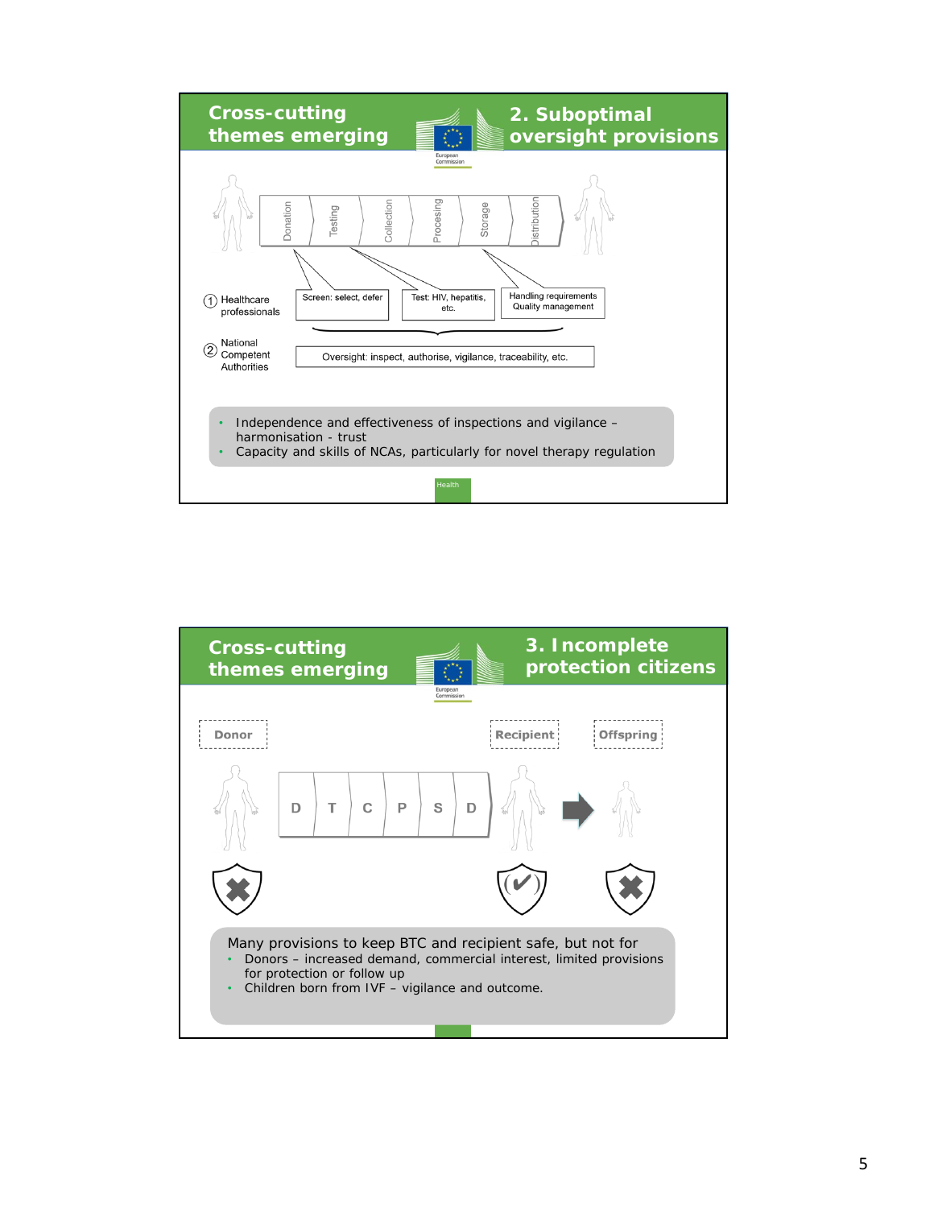## Cross-cutting themes emerging — 2. Suboptimal oversight provisions

Donation | Testing | Collection | Processing | Storage | Distribution

1. Healthcare professionals
   - Screen: select, defer
   - Test: HIV, hepatitis, etc.
   - Handling requirements, Quality management
2. National Competent Authorities
   - Oversight: inspect, authorise, vigilance, traceability, etc.

- Independence and effectiveness of inspections and vigilance – harmonisation - trust
- Capacity and skills of NCAs, particularly for novel therapy regulation

## Cross-cutting themes emerging — 3. Incomplete protection citizens

Donor | D | T | C | P | S | D | Recipient | Offspring

Many provisions to keep BTC and recipient safe, but not for

- Donors – increased demand, commercial interest, limited provisions for protection or follow up
- Children born from IVF – vigilance and outcome.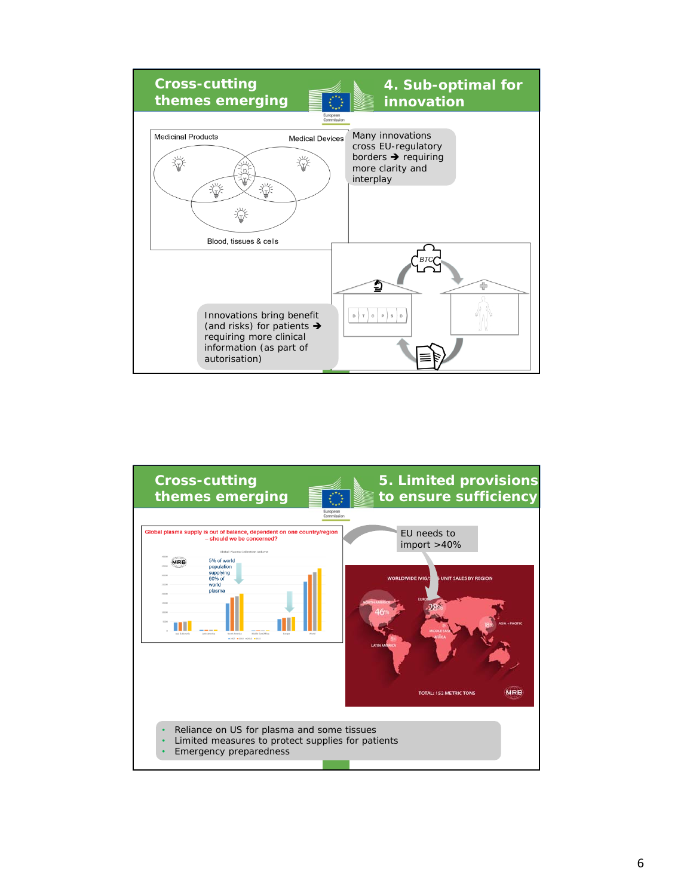## Cross-cutting themes emerging — 4. Sub-optimal for innovation

Medicinal Products

Medical Devices

Blood, tissues & cells

Many innovations cross EU-regulatory borders ➔ requiring more clarity and interplay

BTC

D T C P S D

Innovations bring benefit (and risks) for patients ➔ requiring more clinical information (as part of autorisation)

## Cross-cutting themes emerging — 5. Limited provisions to ensure sufficiency

Global plasma supply is out of balance, dependent on one country/region – should we be concerned?

Global Plasma Collection Volume

5% of world population supplying 60% of world plasma

EU needs to import >40%

WORLDWIDE IVIG/SCIG UNIT SALES BY REGION

NORTH AMERICA 46%

EUROPE 28%

ASIA + PACIFIC 18%

MIDDLE EAST AFRICA

LATIN AMERICA

TOTAL: 152 METRIC TONS

- Reliance on US for plasma and some tissues
- Limited measures to protect supplies for patients
- Emergency preparedness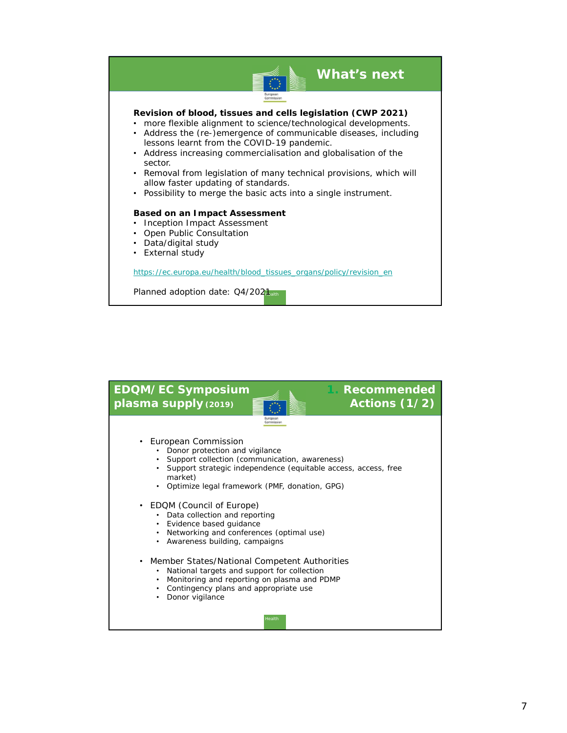## What's next

**Revision of blood, tissues and cells legislation (CWP 2021)**

- more flexible alignment to science/technological developments.
- Address the (re-)emergence of communicable diseases, including lessons learnt from the COVID-19 pandemic.
- Address increasing commercialisation and globalisation of the sector.
- Removal from legislation of many technical provisions, which will allow faster updating of standards.
- Possibility to merge the basic acts into a single instrument.

**Based on an Impact Assessment**

- Inception Impact Assessment
- Open Public Consultation
- Data/digital study
- External study

https://ec.europa.eu/health/blood_tissues_organs/policy/revision_en

Planned adoption date: Q4/2021

## EDQM/EC Symposium plasma supply (2019) — 1. Recommended Actions (1/2)

- European Commission
  - Donor protection and vigilance
  - Support collection (communication, awareness)
  - Support strategic independence (equitable access, access, free market)
  - Optimize legal framework (PMF, donation, GPG)
- EDQM (Council of Europe)
  - Data collection and reporting
  - Evidence based guidance
  - Networking and conferences (optimal use)
  - Awareness building, campaigns
- Member States/National Competent Authorities
  - National targets and support for collection
  - Monitoring and reporting on plasma and PDMP
  - Contingency plans and appropriate use
  - Donor vigilance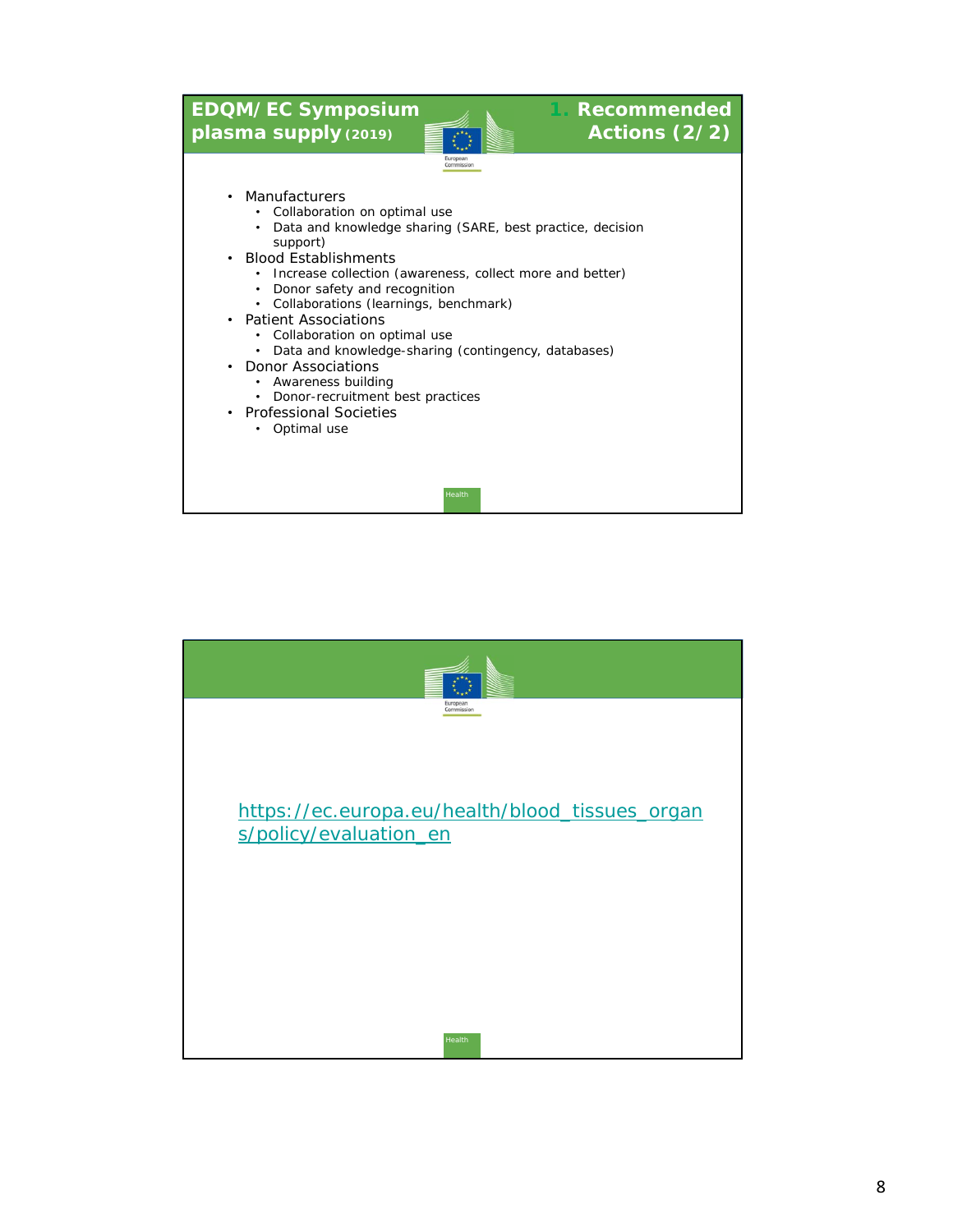## EDQM/EC Symposium plasma supply (2019)

## 1. Recommended Actions (2/2)

- Manufacturers
  - Collaboration on optimal use
  - Data and knowledge sharing (SARE, best practice, decision support)
- Blood Establishments
  - Increase collection (awareness, collect more and better)
  - Donor safety and recognition
  - Collaborations (learnings, benchmark)
- Patient Associations
  - Collaboration on optimal use
  - Data and knowledge-sharing (contingency, databases)
- Donor Associations
  - Awareness building
  - Donor-recruitment best practices
- Professional Societies
  - Optimal use

https://ec.europa.eu/health/blood_tissues_organs/policy/evaluation_en